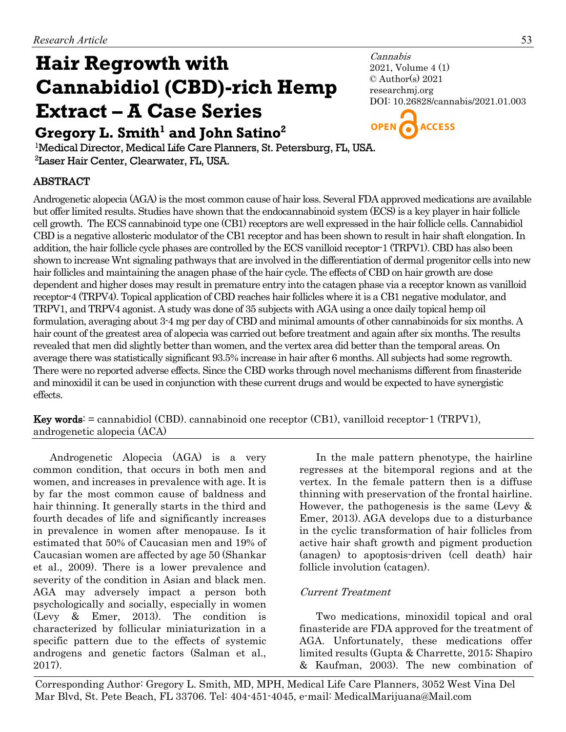*Research Article*

# Hair Regrowth with Cannabidiol (CBD)-rich Hemp Extract – A Case Series

*Cannabis*
2021, Volume 4 (1)
© Author(s) 2021
researchmj.org
DOI: 10.26828/cannabis/2021.01.003

OPEN ACCESS

## Gregory L. Smith[1] and John Satino[2]

[1]Medical Director, Medical Life Care Planners, St. Petersburg, FL, USA.
[2]Laser Hair Center, Clearwater, FL, USA.

### ABSTRACT

Androgenetic alopecia (AGA) is the most common cause of hair loss. Several FDA approved medications are available but offer limited results. Studies have shown that the endocannabinoid system (ECS) is a key player in hair follicle cell growth. The ECS cannabinoid type one (CB1) receptors are well expressed in the hair follicle cells. Cannabidiol CBD is a negative allosteric modulator of the CB1 receptor and has been shown to result in hair shaft elongation. In addition, the hair follicle cycle phases are controlled by the ECS vanilloid receptor-1 (TRPV1). CBD has also been shown to increase Wnt signaling pathways that are involved in the differentiation of dermal progenitor cells into new hair follicles and maintaining the anagen phase of the hair cycle. The effects of CBD on hair growth are dose dependent and higher doses may result in premature entry into the catagen phase via a receptor known as vanilloid receptor-4 (TRPV4). Topical application of CBD reaches hair follicles where it is a CB1 negative modulator, and TRPV1, and TRPV4 agonist. A study was done of 35 subjects with AGA using a once daily topical hemp oil formulation, averaging about 3-4 mg per day of CBD and minimal amounts of other cannabinoids for six months. A hair count of the greatest area of alopecia was carried out before treatment and again after six months. The results revealed that men did slightly better than women, and the vertex area did better than the temporal areas. On average there was statistically significant 93.5% increase in hair after 6 months. All subjects had some regrowth. There were no reported adverse effects. Since the CBD works through novel mechanisms different from finasteride and minoxidil it can be used in conjunction with these current drugs and would be expected to have synergistic effects.

**Key words**: = cannabidiol (CBD). cannabinoid one receptor (CB1), vanilloid receptor-1 (TRPV1), androgenetic alopecia (ACA)

Androgenetic Alopecia (AGA) is a very common condition, that occurs in both men and women, and increases in prevalence with age. It is by far the most common cause of baldness and hair thinning. It generally starts in the third and fourth decades of life and significantly increases in prevalence in women after menopause. Is it estimated that 50% of Caucasian men and 19% of Caucasian women are affected by age 50 (Shankar et al., 2009). There is a lower prevalence and severity of the condition in Asian and black men. AGA may adversely impact a person both psychologically and socially, especially in women (Levy & Emer, 2013). The condition is characterized by follicular miniaturization in a specific pattern due to the effects of systemic androgens and genetic factors (Salman et al., 2017).

In the male pattern phenotype, the hairline regresses at the bitemporal regions and at the vertex. In the female pattern then is a diffuse thinning with preservation of the frontal hairline. However, the pathogenesis is the same (Levy & Emer, 2013). AGA develops due to a disturbance in the cyclic transformation of hair follicles from active hair shaft growth and pigment production (anagen) to apoptosis-driven (cell death) hair follicle involution (catagen).

*Current Treatment*

Two medications, minoxidil topical and oral finasteride are FDA approved for the treatment of AGA. Unfortunately, these medications offer limited results (Gupta & Charrette, 2015; Shapiro & Kaufman, 2003). The new combination of

Corresponding Author: Gregory L. Smith, MD, MPH, Medical Life Care Planners, 3052 West Vina Del Mar Blvd, St. Pete Beach, FL 33706. Tel: 404-451-4045, e-mail: MedicalMarijuana@Mail.com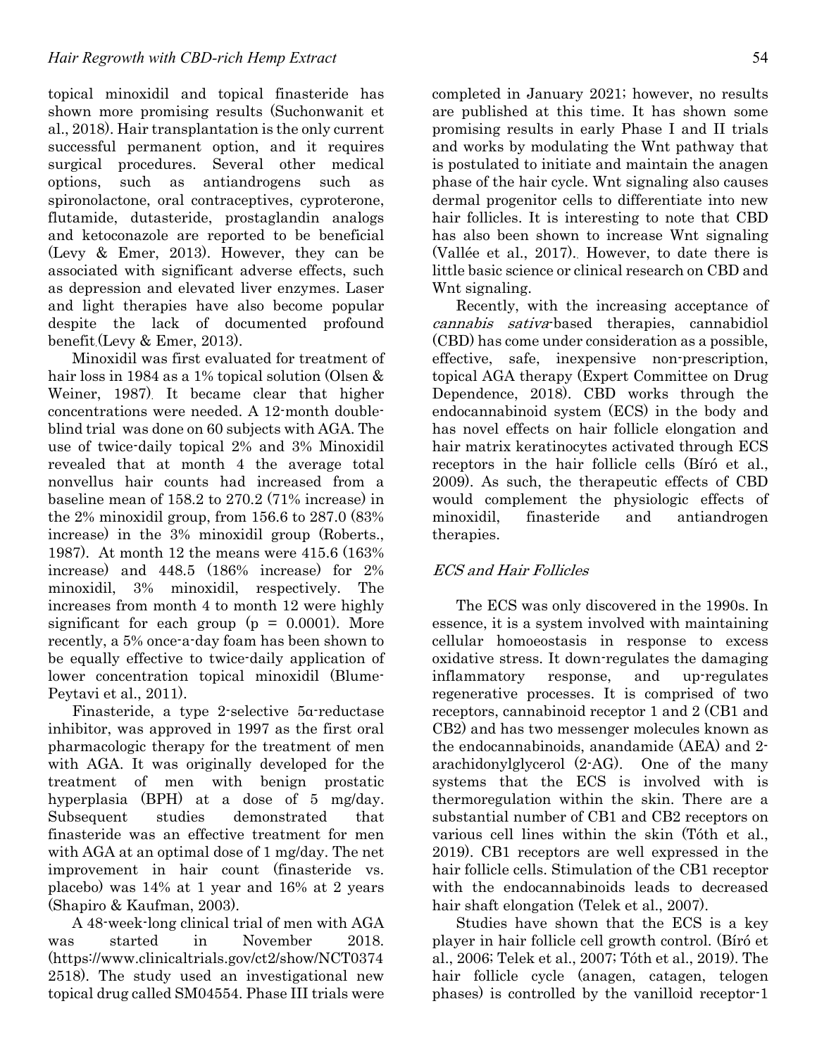topical minoxidil and topical finasteride has shown more promising results (Suchonwanit et al., 2018). Hair transplantation is the only current successful permanent option, and it requires surgical procedures. Several other medical options, such as antiandrogens such as spironolactone, oral contraceptives, cyproterone, flutamide, dutasteride, prostaglandin analogs and ketoconazole are reported to be beneficial (Levy & Emer, 2013). However, they can be associated with significant adverse effects, such as depression and elevated liver enzymes. Laser and light therapies have also become popular despite the lack of documented profound benefit.(Levy & Emer, 2013).

Minoxidil was first evaluated for treatment of hair loss in 1984 as a 1% topical solution (Olsen & Weiner, 1987). It became clear that higher concentrations were needed. A 12-month double-blind trial was done on 60 subjects with AGA. The use of twice-daily topical 2% and 3% Minoxidil revealed that at month 4 the average total nonvellus hair counts had increased from a baseline mean of 158.2 to 270.2 (71% increase) in the 2% minoxidil group, from 156.6 to 287.0 (83% increase) in the 3% minoxidil group (Roberts., 1987). At month 12 the means were 415.6 (163% increase) and 448.5 (186% increase) for 2% minoxidil, 3% minoxidil, respectively. The increases from month 4 to month 12 were highly significant for each group ($p = 0.0001$). More recently, a 5% once-a-day foam has been shown to be equally effective to twice-daily application of lower concentration topical minoxidil (Blume-Peytavi et al., 2011).

Finasteride, a type 2-selective 5α-reductase inhibitor, was approved in 1997 as the first oral pharmacologic therapy for the treatment of men with AGA. It was originally developed for the treatment of men with benign prostatic hyperplasia (BPH) at a dose of 5 mg/day. Subsequent studies demonstrated that finasteride was an effective treatment for men with AGA at an optimal dose of 1 mg/day. The net improvement in hair count (finasteride vs. placebo) was 14% at 1 year and 16% at 2 years (Shapiro & Kaufman, 2003).

A 48-week-long clinical trial of men with AGA was started in November 2018. (https://www.clinicaltrials.gov/ct2/show/NCT03742518). The study used an investigational new topical drug called SM04554. Phase III trials were completed in January 2021; however, no results are published at this time. It has shown some promising results in early Phase I and II trials and works by modulating the Wnt pathway that is postulated to initiate and maintain the anagen phase of the hair cycle. Wnt signaling also causes dermal progenitor cells to differentiate into new hair follicles. It is interesting to note that CBD has also been shown to increase Wnt signaling (Vallée et al., 2017).. However, to date there is little basic science or clinical research on CBD and Wnt signaling.

Recently, with the increasing acceptance of *cannabis sativa*-based therapies, cannabidiol (CBD) has come under consideration as a possible, effective, safe, inexpensive non-prescription, topical AGA therapy (Expert Committee on Drug Dependence, 2018). CBD works through the endocannabinoid system (ECS) in the body and has novel effects on hair follicle elongation and hair matrix keratinocytes activated through ECS receptors in the hair follicle cells (Bíró et al., 2009). As such, the therapeutic effects of CBD would complement the physiologic effects of minoxidil, finasteride and antiandrogen therapies.

### *ECS and Hair Follicles*

The ECS was only discovered in the 1990s. In essence, it is a system involved with maintaining cellular homoeostasis in response to excess oxidative stress. It down-regulates the damaging inflammatory response, and up-regulates regenerative processes. It is comprised of two receptors, cannabinoid receptor 1 and 2 (CB1 and CB2) and has two messenger molecules known as the endocannabinoids, anandamide (AEA) and 2-arachidonylglycerol (2-AG). One of the many systems that the ECS is involved with is thermoregulation within the skin. There are a substantial number of CB1 and CB2 receptors on various cell lines within the skin (Tóth et al., 2019). CB1 receptors are well expressed in the hair follicle cells. Stimulation of the CB1 receptor with the endocannabinoids leads to decreased hair shaft elongation (Telek et al., 2007).

Studies have shown that the ECS is a key player in hair follicle cell growth control. (Bíró et al., 2006; Telek et al., 2007; Tóth et al., 2019). The hair follicle cycle (anagen, catagen, telogen phases) is controlled by the vanilloid receptor-1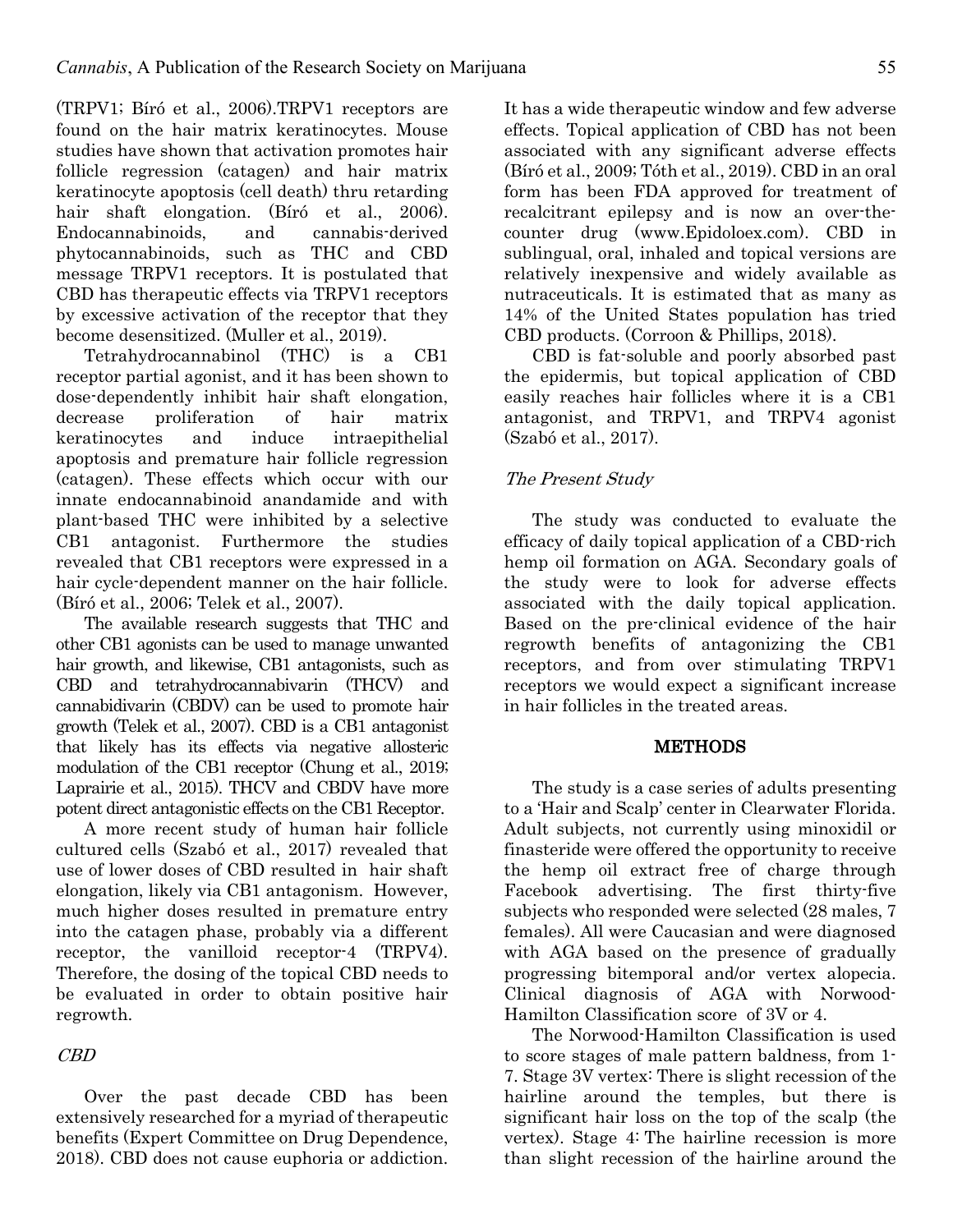(TRPV1; Bíró et al., 2006).TRPV1 receptors are found on the hair matrix keratinocytes. Mouse studies have shown that activation promotes hair follicle regression (catagen) and hair matrix keratinocyte apoptosis (cell death) thru retarding hair shaft elongation. (Bíró et al., 2006). Endocannabinoids, and cannabis-derived phytocannabinoids, such as THC and CBD message TRPV1 receptors. It is postulated that CBD has therapeutic effects via TRPV1 receptors by excessive activation of the receptor that they become desensitized. (Muller et al., 2019).

Tetrahydrocannabinol (THC) is a CB1 receptor partial agonist, and it has been shown to dose-dependently inhibit hair shaft elongation, decrease proliferation of hair matrix keratinocytes and induce intraepithelial apoptosis and premature hair follicle regression (catagen). These effects which occur with our innate endocannabinoid anandamide and with plant-based THC were inhibited by a selective CB1 antagonist. Furthermore the studies revealed that CB1 receptors were expressed in a hair cycle-dependent manner on the hair follicle. (Bíró et al., 2006; Telek et al., 2007).

The available research suggests that THC and other CB1 agonists can be used to manage unwanted hair growth, and likewise, CB1 antagonists, such as CBD and tetrahydrocannabivarin (THCV) and cannabidivarin (CBDV) can be used to promote hair growth (Telek et al., 2007). CBD is a CB1 antagonist that likely has its effects via negative allosteric modulation of the CB1 receptor (Chung et al., 2019; Laprairie et al., 2015). THCV and CBDV have more potent direct antagonistic effects on the CB1 Receptor.

A more recent study of human hair follicle cultured cells (Szabó et al., 2017) revealed that use of lower doses of CBD resulted in hair shaft elongation, likely via CB1 antagonism. However, much higher doses resulted in premature entry into the catagen phase, probably via a different receptor, the vanilloid receptor-4 (TRPV4). Therefore, the dosing of the topical CBD needs to be evaluated in order to obtain positive hair regrowth.

### *CBD*

Over the past decade CBD has been extensively researched for a myriad of therapeutic benefits (Expert Committee on Drug Dependence, 2018). CBD does not cause euphoria or addiction. It has a wide therapeutic window and few adverse effects. Topical application of CBD has not been associated with any significant adverse effects (Bíró et al., 2009; Tóth et al., 2019). CBD in an oral form has been FDA approved for treatment of recalcitrant epilepsy and is now an over-the-counter drug (www.Epidoloex.com). CBD in sublingual, oral, inhaled and topical versions are relatively inexpensive and widely available as nutraceuticals. It is estimated that as many as 14% of the United States population has tried CBD products. (Corroon & Phillips, 2018).

CBD is fat-soluble and poorly absorbed past the epidermis, but topical application of CBD easily reaches hair follicles where it is a CB1 antagonist, and TRPV1, and TRPV4 agonist (Szabó et al., 2017).

### *The Present Study*

The study was conducted to evaluate the efficacy of daily topical application of a CBD-rich hemp oil formation on AGA. Secondary goals of the study were to look for adverse effects associated with the daily topical application. Based on the pre-clinical evidence of the hair regrowth benefits of antagonizing the CB1 receptors, and from over stimulating TRPV1 receptors we would expect a significant increase in hair follicles in the treated areas.

## METHODS

The study is a case series of adults presenting to a 'Hair and Scalp' center in Clearwater Florida. Adult subjects, not currently using minoxidil or finasteride were offered the opportunity to receive the hemp oil extract free of charge through Facebook advertising. The first thirty-five subjects who responded were selected (28 males, 7 females). All were Caucasian and were diagnosed with AGA based on the presence of gradually progressing bitemporal and/or vertex alopecia. Clinical diagnosis of AGA with Norwood-Hamilton Classification score of 3V or 4.

The Norwood-Hamilton Classification is used to score stages of male pattern baldness, from 1-7. Stage 3V vertex: There is slight recession of the hairline around the temples, but there is significant hair loss on the top of the scalp (the vertex). Stage 4: The hairline recession is more than slight recession of the hairline around the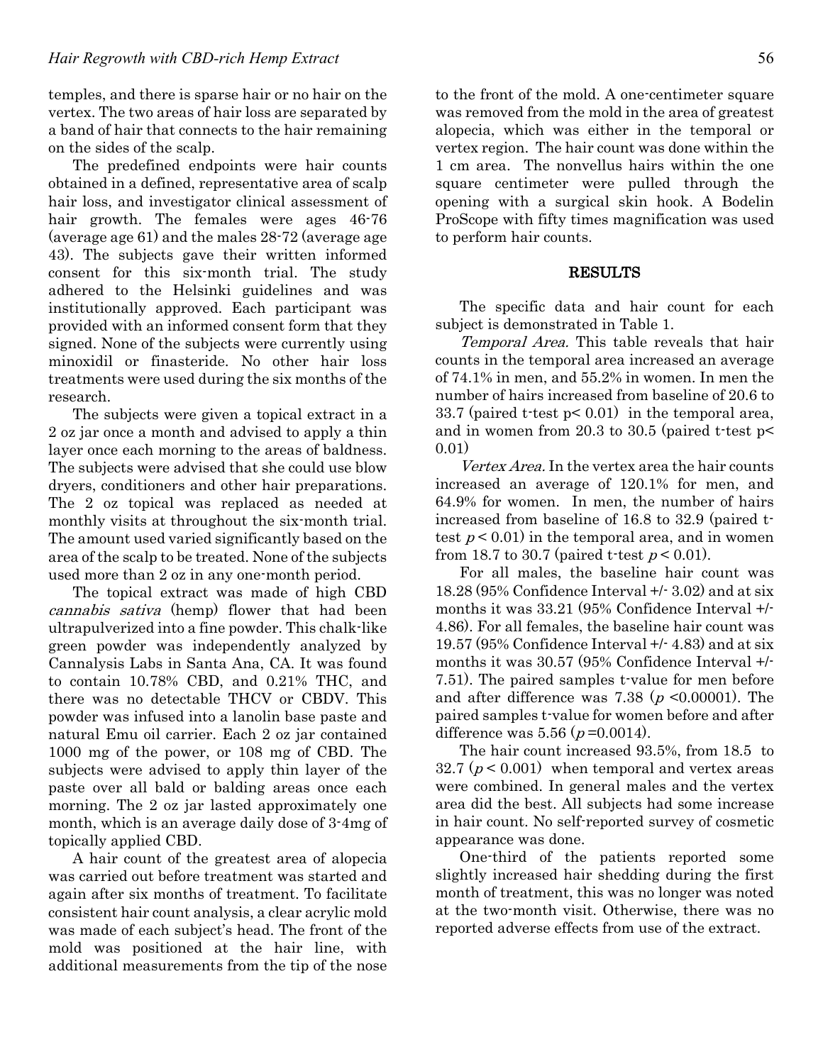temples, and there is sparse hair or no hair on the vertex. The two areas of hair loss are separated by a band of hair that connects to the hair remaining on the sides of the scalp.

The predefined endpoints were hair counts obtained in a defined, representative area of scalp hair loss, and investigator clinical assessment of hair growth. The females were ages 46-76 (average age 61) and the males 28-72 (average age 43). The subjects gave their written informed consent for this six-month trial. The study adhered to the Helsinki guidelines and was institutionally approved. Each participant was provided with an informed consent form that they signed. None of the subjects were currently using minoxidil or finasteride. No other hair loss treatments were used during the six months of the research.

The subjects were given a topical extract in a 2 oz jar once a month and advised to apply a thin layer once each morning to the areas of baldness. The subjects were advised that she could use blow dryers, conditioners and other hair preparations. The 2 oz topical was replaced as needed at monthly visits at throughout the six-month trial. The amount used varied significantly based on the area of the scalp to be treated. None of the subjects used more than 2 oz in any one-month period.

The topical extract was made of high CBD *cannabis sativa* (hemp) flower that had been ultrapulverized into a fine powder. This chalk-like green powder was independently analyzed by Cannalysis Labs in Santa Ana, CA. It was found to contain 10.78% CBD, and 0.21% THC, and there was no detectable THCV or CBDV. This powder was infused into a lanolin base paste and natural Emu oil carrier. Each 2 oz jar contained 1000 mg of the power, or 108 mg of CBD. The subjects were advised to apply thin layer of the paste over all bald or balding areas once each morning. The 2 oz jar lasted approximately one month, which is an average daily dose of 3-4mg of topically applied CBD.

A hair count of the greatest area of alopecia was carried out before treatment was started and again after six months of treatment. To facilitate consistent hair count analysis, a clear acrylic mold was made of each subject's head. The front of the mold was positioned at the hair line, with additional measurements from the tip of the nose to the front of the mold. A one-centimeter square was removed from the mold in the area of greatest alopecia, which was either in the temporal or vertex region. The hair count was done within the 1 cm area. The nonvellus hairs within the one square centimeter were pulled through the opening with a surgical skin hook. A Bodelin ProScope with fifty times magnification was used to perform hair counts.

## RESULTS

The specific data and hair count for each subject is demonstrated in Table 1.

*Temporal Area.* This table reveals that hair counts in the temporal area increased an average of 74.1% in men, and 55.2% in women. In men the number of hairs increased from baseline of 20.6 to 33.7 (paired t-test $p < 0.01$) in the temporal area, and in women from 20.3 to 30.5 (paired t-test $p < 0.01$)

*Vertex Area.* In the vertex area the hair counts increased an average of 120.1% for men, and 64.9% for women. In men, the number of hairs increased from baseline of 16.8 to 32.9 (paired t-test $p < 0.01$) in the temporal area, and in women from 18.7 to 30.7 (paired t-test $p < 0.01$).

For all males, the baseline hair count was 18.28 (95% Confidence Interval +/- 3.02) and at six months it was 33.21 (95% Confidence Interval +/- 4.86). For all females, the baseline hair count was 19.57 (95% Confidence Interval +/- 4.83) and at six months it was 30.57 (95% Confidence Interval +/- 7.51). The paired samples t-value for men before and after difference was 7.38 ($p < 0.00001$). The paired samples t-value for women before and after difference was 5.56 ($p = 0.0014$).

The hair count increased 93.5%, from 18.5 to 32.7 ($p < 0.001$) when temporal and vertex areas were combined. In general males and the vertex area did the best. All subjects had some increase in hair count. No self-reported survey of cosmetic appearance was done.

One-third of the patients reported some slightly increased hair shedding during the first month of treatment, this was no longer was noted at the two-month visit. Otherwise, there was no reported adverse effects from use of the extract.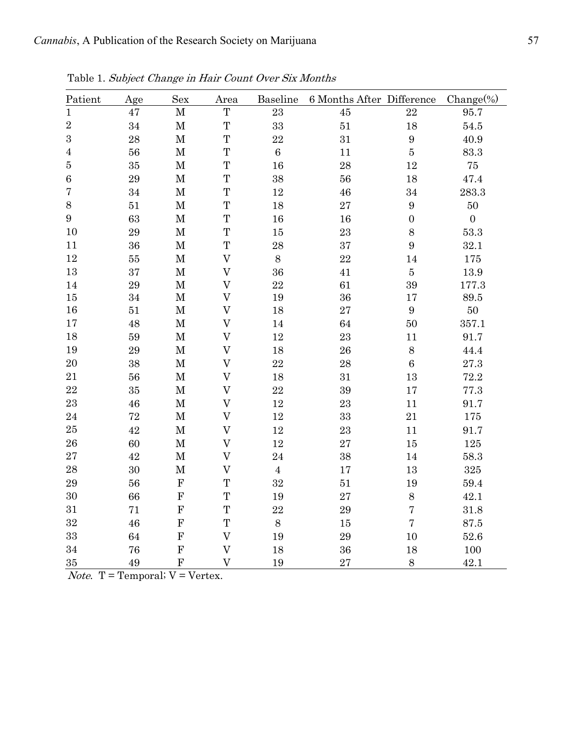Table 1. *Subject Change in Hair Count Over Six Months*

| Patient | Age | Sex | Area | Baseline | 6 Months After | Difference | Change(%) |
|---|---|---|---|---|---|---|---|
| 1 | 47 | M | T | 23 | 45 | 22 | 95.7 |
| 2 | 34 | M | T | 33 | 51 | 18 | 54.5 |
| 3 | 28 | M | T | 22 | 31 | 9 | 40.9 |
| 4 | 56 | M | T | 6 | 11 | 5 | 83.3 |
| 5 | 35 | M | T | 16 | 28 | 12 | 75 |
| 6 | 29 | M | T | 38 | 56 | 18 | 47.4 |
| 7 | 34 | M | T | 12 | 46 | 34 | 283.3 |
| 8 | 51 | M | T | 18 | 27 | 9 | 50 |
| 9 | 63 | M | T | 16 | 16 | 0 | 0 |
| 10 | 29 | M | T | 15 | 23 | 8 | 53.3 |
| 11 | 36 | M | T | 28 | 37 | 9 | 32.1 |
| 12 | 55 | M | V | 8 | 22 | 14 | 175 |
| 13 | 37 | M | V | 36 | 41 | 5 | 13.9 |
| 14 | 29 | M | V | 22 | 61 | 39 | 177.3 |
| 15 | 34 | M | V | 19 | 36 | 17 | 89.5 |
| 16 | 51 | M | V | 18 | 27 | 9 | 50 |
| 17 | 48 | M | V | 14 | 64 | 50 | 357.1 |
| 18 | 59 | M | V | 12 | 23 | 11 | 91.7 |
| 19 | 29 | M | V | 18 | 26 | 8 | 44.4 |
| 20 | 38 | M | V | 22 | 28 | 6 | 27.3 |
| 21 | 56 | M | V | 18 | 31 | 13 | 72.2 |
| 22 | 35 | M | V | 22 | 39 | 17 | 77.3 |
| 23 | 46 | M | V | 12 | 23 | 11 | 91.7 |
| 24 | 72 | M | V | 12 | 33 | 21 | 175 |
| 25 | 42 | M | V | 12 | 23 | 11 | 91.7 |
| 26 | 60 | M | V | 12 | 27 | 15 | 125 |
| 27 | 42 | M | V | 24 | 38 | 14 | 58.3 |
| 28 | 30 | M | V | 4 | 17 | 13 | 325 |
| 29 | 56 | F | T | 32 | 51 | 19 | 59.4 |
| 30 | 66 | F | T | 19 | 27 | 8 | 42.1 |
| 31 | 71 | F | T | 22 | 29 | 7 | 31.8 |
| 32 | 46 | F | T | 8 | 15 | 7 | 87.5 |
| 33 | 64 | F | V | 19 | 29 | 10 | 52.6 |
| 34 | 76 | F | V | 18 | 36 | 18 | 100 |
| 35 | 49 | F | V | 19 | 27 | 8 | 42.1 |

*Note*. T = Temporal; V = Vertex.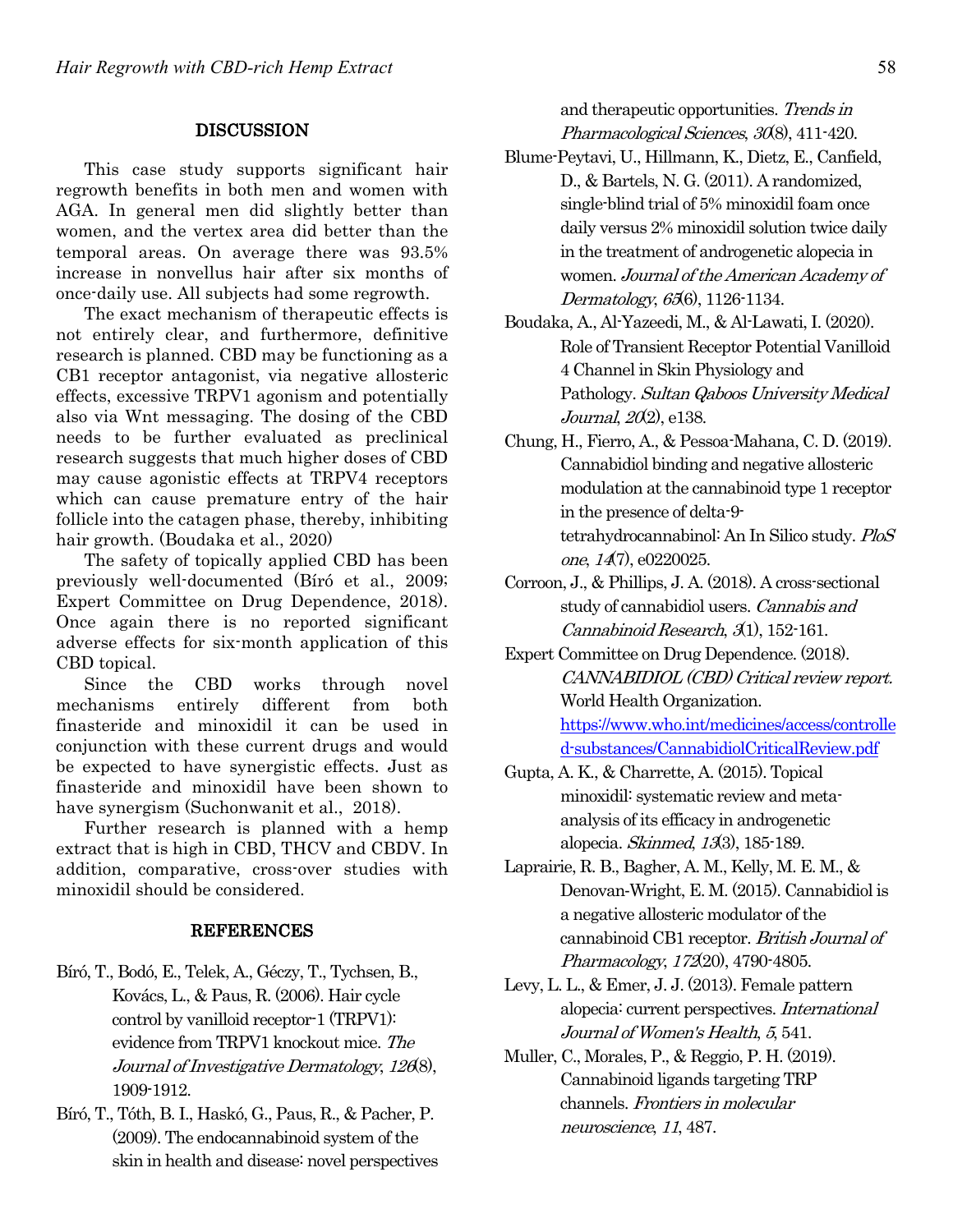## DISCUSSION

This case study supports significant hair regrowth benefits in both men and women with AGA. In general men did slightly better than women, and the vertex area did better than the temporal areas. On average there was 93.5% increase in nonvellus hair after six months of once-daily use. All subjects had some regrowth.

The exact mechanism of therapeutic effects is not entirely clear, and furthermore, definitive research is planned. CBD may be functioning as a CB1 receptor antagonist, via negative allosteric effects, excessive TRPV1 agonism and potentially also via Wnt messaging. The dosing of the CBD needs to be further evaluated as preclinical research suggests that much higher doses of CBD may cause agonistic effects at TRPV4 receptors which can cause premature entry of the hair follicle into the catagen phase, thereby, inhibiting hair growth. (Boudaka et al., 2020)

The safety of topically applied CBD has been previously well-documented (Bíró et al., 2009; Expert Committee on Drug Dependence, 2018). Once again there is no reported significant adverse effects for six-month application of this CBD topical.

Since the CBD works through novel mechanisms entirely different from both finasteride and minoxidil it can be used in conjunction with these current drugs and would be expected to have synergistic effects. Just as finasteride and minoxidil have been shown to have synergism (Suchonwanit et al., 2018).

Further research is planned with a hemp extract that is high in CBD, THCV and CBDV. In addition, comparative, cross-over studies with minoxidil should be considered.

## REFERENCES

Bíró, T., Bodó, E., Telek, A., Géczy, T., Tychsen, B., Kovács, L., & Paus, R. (2006). Hair cycle control by vanilloid receptor-1 (TRPV1): evidence from TRPV1 knockout mice. *The Journal of Investigative Dermatology*, *126*(8), 1909-1912.

Bíró, T., Tóth, B. I., Haskó, G., Paus, R., & Pacher, P. (2009). The endocannabinoid system of the skin in health and disease: novel perspectives and therapeutic opportunities. *Trends in Pharmacological Sciences*, *30*(8), 411-420.

Blume-Peytavi, U., Hillmann, K., Dietz, E., Canfield, D., & Bartels, N. G. (2011). A randomized, single-blind trial of 5% minoxidil foam once daily versus 2% minoxidil solution twice daily in the treatment of androgenetic alopecia in women. *Journal of the American Academy of Dermatology*, *65*(6), 1126-1134.

Boudaka, A., Al-Yazeedi, M., & Al-Lawati, I. (2020). Role of Transient Receptor Potential Vanilloid 4 Channel in Skin Physiology and Pathology. *Sultan Qaboos University Medical Journal*, *20*(2), e138.

Chung, H., Fierro, A., & Pessoa-Mahana, C. D. (2019). Cannabidiol binding and negative allosteric modulation at the cannabinoid type 1 receptor in the presence of delta-9-tetrahydrocannabinol: An In Silico study. *PloS one*, *14*(7), e0220025.

Corroon, J., & Phillips, J. A. (2018). A cross-sectional study of cannabidiol users. *Cannabis and Cannabinoid Research*, *3*(1), 152-161.

Expert Committee on Drug Dependence. (2018). *CANNABIDIOL (CBD) Critical review report.* World Health Organization. https://www.who.int/medicines/access/controlled-substances/CannabidiolCriticalReview.pdf

Gupta, A. K., & Charrette, A. (2015). Topical minoxidil: systematic review and meta-analysis of its efficacy in androgenetic alopecia. *Skinmed*, *13*(3), 185-189.

Laprairie, R. B., Bagher, A. M., Kelly, M. E. M., & Denovan-Wright, E. M. (2015). Cannabidiol is a negative allosteric modulator of the cannabinoid CB1 receptor. *British Journal of Pharmacology*, *172*(20), 4790-4805.

Levy, L. L., & Emer, J. J. (2013). Female pattern alopecia: current perspectives. *International Journal of Women's Health*, *5*, 541.

Muller, C., Morales, P., & Reggio, P. H. (2019). Cannabinoid ligands targeting TRP channels. *Frontiers in molecular neuroscience*, *11*, 487.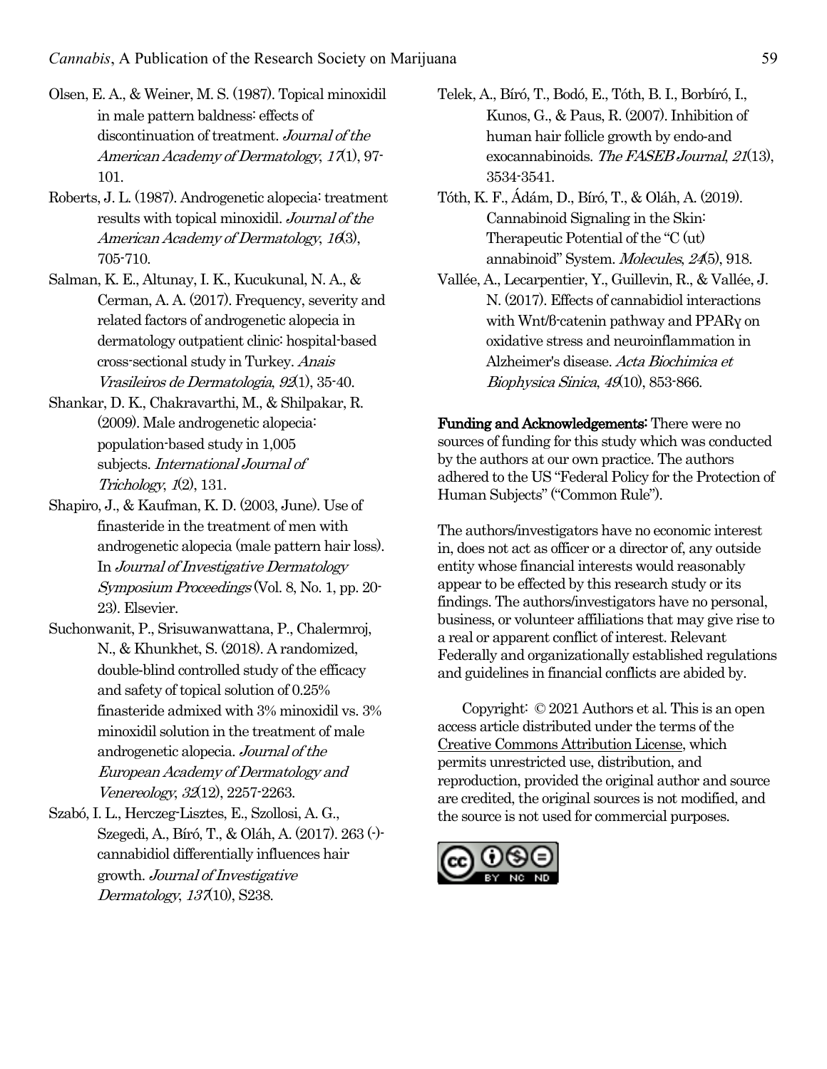Olsen, E. A., & Weiner, M. S. (1987). Topical minoxidil in male pattern baldness: effects of discontinuation of treatment. *Journal of the American Academy of Dermatology*, *17*(1), 97-101.

Roberts, J. L. (1987). Androgenetic alopecia: treatment results with topical minoxidil. *Journal of the American Academy of Dermatology*, *16*(3), 705-710.

Salman, K. E., Altunay, I. K., Kucukunal, N. A., & Cerman, A. A. (2017). Frequency, severity and related factors of androgenetic alopecia in dermatology outpatient clinic: hospital-based cross-sectional study in Turkey. *Anais Vrasileiros de Dermatologia*, *92*(1), 35-40.

Shankar, D. K., Chakravarthi, M., & Shilpakar, R. (2009). Male androgenetic alopecia: population-based study in 1,005 subjects. *International Journal of Trichology*, *1*(2), 131.

Shapiro, J., & Kaufman, K. D. (2003, June). Use of finasteride in the treatment of men with androgenetic alopecia (male pattern hair loss). In *Journal of Investigative Dermatology Symposium Proceedings* (Vol. 8, No. 1, pp. 20-23). Elsevier.

Suchonwanit, P., Srisuwanwattana, P., Chalermroj, N., & Khunkhet, S. (2018). A randomized, double-blind controlled study of the efficacy and safety of topical solution of 0.25% finasteride admixed with 3% minoxidil vs. 3% minoxidil solution in the treatment of male androgenetic alopecia. *Journal of the European Academy of Dermatology and Venereology*, *32*(12), 2257-2263.

Szabó, I. L., Herczeg-Lisztes, E., Szollosi, A. G., Szegedi, A., Bíró, T., & Oláh, A. (2017). 263 (-)-cannabidiol differentially influences hair growth. *Journal of Investigative Dermatology*, *137*(10), S238.

Telek, A., Bíró, T., Bodó, E., Tóth, B. I., Borbíró, I., Kunos, G., & Paus, R. (2007). Inhibition of human hair follicle growth by endo-and exocannabinoids. *The FASEB Journal*, *21*(13), 3534-3541.

Tóth, K. F., Ádám, D., Bíró, T., & Oláh, A. (2019). Cannabinoid Signaling in the Skin: Therapeutic Potential of the "C (ut) annabinoid" System. *Molecules*, *24*(5), 918.

Vallée, A., Lecarpentier, Y., Guillevin, R., & Vallée, J. N. (2017). Effects of cannabidiol interactions with Wnt/β-catenin pathway and PPARγ on oxidative stress and neuroinflammation in Alzheimer's disease. *Acta Biochimica et Biophysica Sinica*, *49*(10), 853-866.

**Funding and Acknowledgements:** There were no sources of funding for this study which was conducted by the authors at our own practice. The authors adhered to the US "Federal Policy for the Protection of Human Subjects" ("Common Rule").

The authors/investigators have no economic interest in, does not act as officer or a director of, any outside entity whose financial interests would reasonably appear to be effected by this research study or its findings. The authors/investigators have no personal, business, or volunteer affiliations that may give rise to a real or apparent conflict of interest. Relevant Federally and organizationally established regulations and guidelines in financial conflicts are abided by.

Copyright: © 2021 Authors et al. This is an open access article distributed under the terms of the Creative Commons Attribution License, which permits unrestricted use, distribution, and reproduction, provided the original author and source are credited, the original sources is not modified, and the source is not used for commercial purposes.